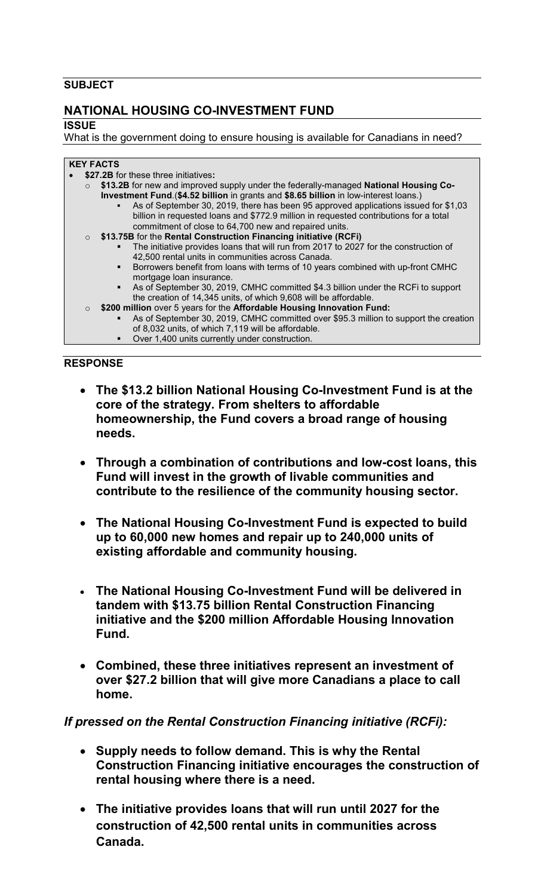**SUBJECT**

## NATIONAL HOUSING CO-INVESTMENT FUND

**ISSUE**

What is the government doing to ensure housing is available for Canadians in need?

**KEY FACTS**

- **$27.2B** for these three initiatives**:**
  - **$13.2B** for new and improved supply under the federally-managed **National Housing Co-Investment Fund**.(**$4.52 billion** in grants and **$8.65 billion** in low-interest loans.)
    - As of September 30, 2019, there has been 95 approved applications issued for $1,03 billion in requested loans and $772.9 million in requested contributions for a total commitment of close to 64,700 new and repaired units.
  - **$13.75B** for the **Rental Construction Financing initiative (RCFi)**
    - The initiative provides loans that will run from 2017 to 2027 for the construction of 42,500 rental units in communities across Canada.
    - Borrowers benefit from loans with terms of 10 years combined with up-front CMHC mortgage loan insurance.
    - As of September 30, 2019, CMHC committed $4.3 billion under the RCFi to support the creation of 14,345 units, of which 9,608 will be affordable.
  - **$200 million** over 5 years for the **Affordable Housing Innovation Fund:**
    - As of September 30, 2019, CMHC committed over $95.3 million to support the creation of 8,032 units, of which 7,119 will be affordable.
    - Over 1,400 units currently under construction.

**RESPONSE**

- **The $13.2 billion National Housing Co-Investment Fund is at the core of the strategy. From shelters to affordable homeownership, the Fund covers a broad range of housing needs.**
- **Through a combination of contributions and low-cost loans, this Fund will invest in the growth of livable communities and contribute to the resilience of the community housing sector.**
- **The National Housing Co-Investment Fund is expected to build up to 60,000 new homes and repair up to 240,000 units of existing affordable and community housing.**
- **The National Housing Co-Investment Fund will be delivered in tandem with $13.75 billion Rental Construction Financing initiative and the $200 million Affordable Housing Innovation Fund.**
- **Combined, these three initiatives represent an investment of over $27.2 billion that will give more Canadians a place to call home.**

***If pressed on the Rental Construction Financing initiative (RCFi):***

- **Supply needs to follow demand. This is why the Rental Construction Financing initiative encourages the construction of rental housing where there is a need.**
- **The initiative provides loans that will run until 2027 for the construction of 42,500 rental units in communities across Canada.**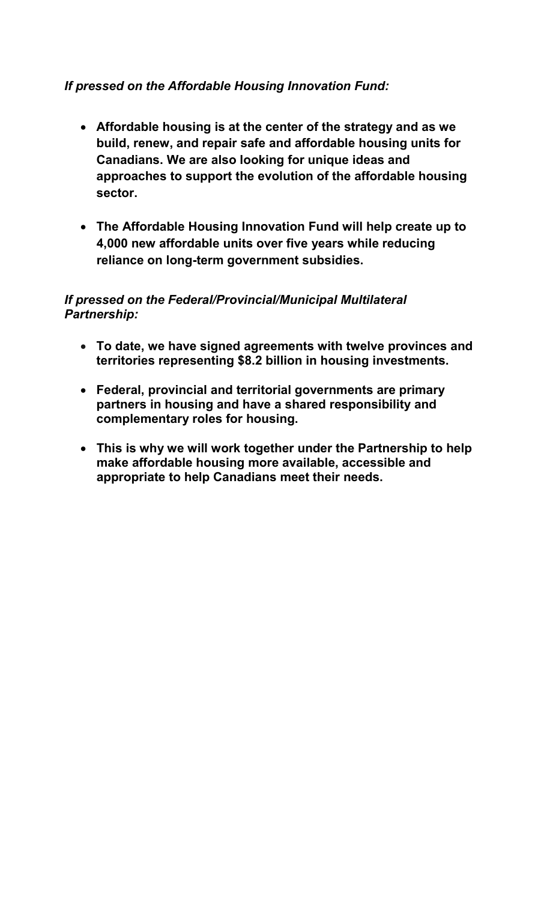*If pressed on the Affordable Housing Innovation Fund:*

- **Affordable housing is at the center of the strategy and as we build, renew, and repair safe and affordable housing units for Canadians. We are also looking for unique ideas and approaches to support the evolution of the affordable housing sector.**

- **The Affordable Housing Innovation Fund will help create up to 4,000 new affordable units over five years while reducing reliance on long-term government subsidies.**

*If pressed on the Federal/Provincial/Municipal Multilateral Partnership:*

- **To date, we have signed agreements with twelve provinces and territories representing $8.2 billion in housing investments.**

- **Federal, provincial and territorial governments are primary partners in housing and have a shared responsibility and complementary roles for housing.**

- **This is why we will work together under the Partnership to help make affordable housing more available, accessible and appropriate to help Canadians meet their needs.**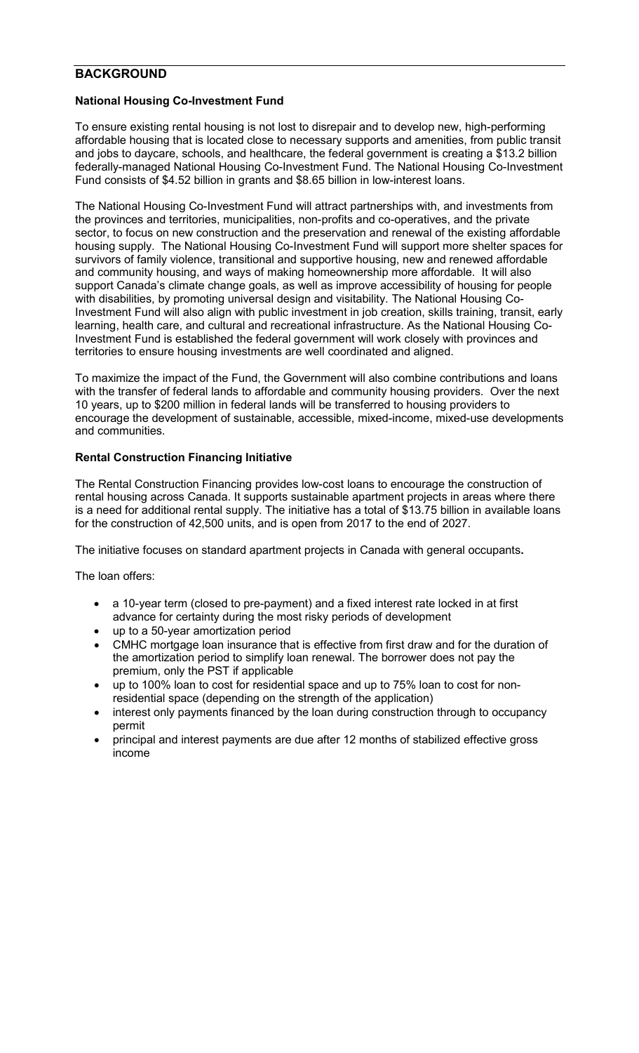## BACKGROUND

### National Housing Co-Investment Fund

To ensure existing rental housing is not lost to disrepair and to develop new, high-performing affordable housing that is located close to necessary supports and amenities, from public transit and jobs to daycare, schools, and healthcare, the federal government is creating a $13.2 billion federally-managed National Housing Co-Investment Fund. The National Housing Co-Investment Fund consists of $4.52 billion in grants and $8.65 billion in low-interest loans.

The National Housing Co-Investment Fund will attract partnerships with, and investments from the provinces and territories, municipalities, non-profits and co-operatives, and the private sector, to focus on new construction and the preservation and renewal of the existing affordable housing supply. The National Housing Co-Investment Fund will support more shelter spaces for survivors of family violence, transitional and supportive housing, new and renewed affordable and community housing, and ways of making homeownership more affordable. It will also support Canada's climate change goals, as well as improve accessibility of housing for people with disabilities, by promoting universal design and visitability. The National Housing Co-Investment Fund will also align with public investment in job creation, skills training, transit, early learning, health care, and cultural and recreational infrastructure. As the National Housing Co-Investment Fund is established the federal government will work closely with provinces and territories to ensure housing investments are well coordinated and aligned.

To maximize the impact of the Fund, the Government will also combine contributions and loans with the transfer of federal lands to affordable and community housing providers. Over the next 10 years, up to $200 million in federal lands will be transferred to housing providers to encourage the development of sustainable, accessible, mixed-income, mixed-use developments and communities.

### Rental Construction Financing Initiative

The Rental Construction Financing provides low-cost loans to encourage the construction of rental housing across Canada. It supports sustainable apartment projects in areas where there is a need for additional rental supply. The initiative has a total of $13.75 billion in available loans for the construction of 42,500 units, and is open from 2017 to the end of 2027.

The initiative focuses on standard apartment projects in Canada with general occupants**.**

The loan offers:

- a 10-year term (closed to pre-payment) and a fixed interest rate locked in at first advance for certainty during the most risky periods of development
- up to a 50-year amortization period
- CMHC mortgage loan insurance that is effective from first draw and for the duration of the amortization period to simplify loan renewal. The borrower does not pay the premium, only the PST if applicable
- up to 100% loan to cost for residential space and up to 75% loan to cost for non-residential space (depending on the strength of the application)
- interest only payments financed by the loan during construction through to occupancy permit
- principal and interest payments are due after 12 months of stabilized effective gross income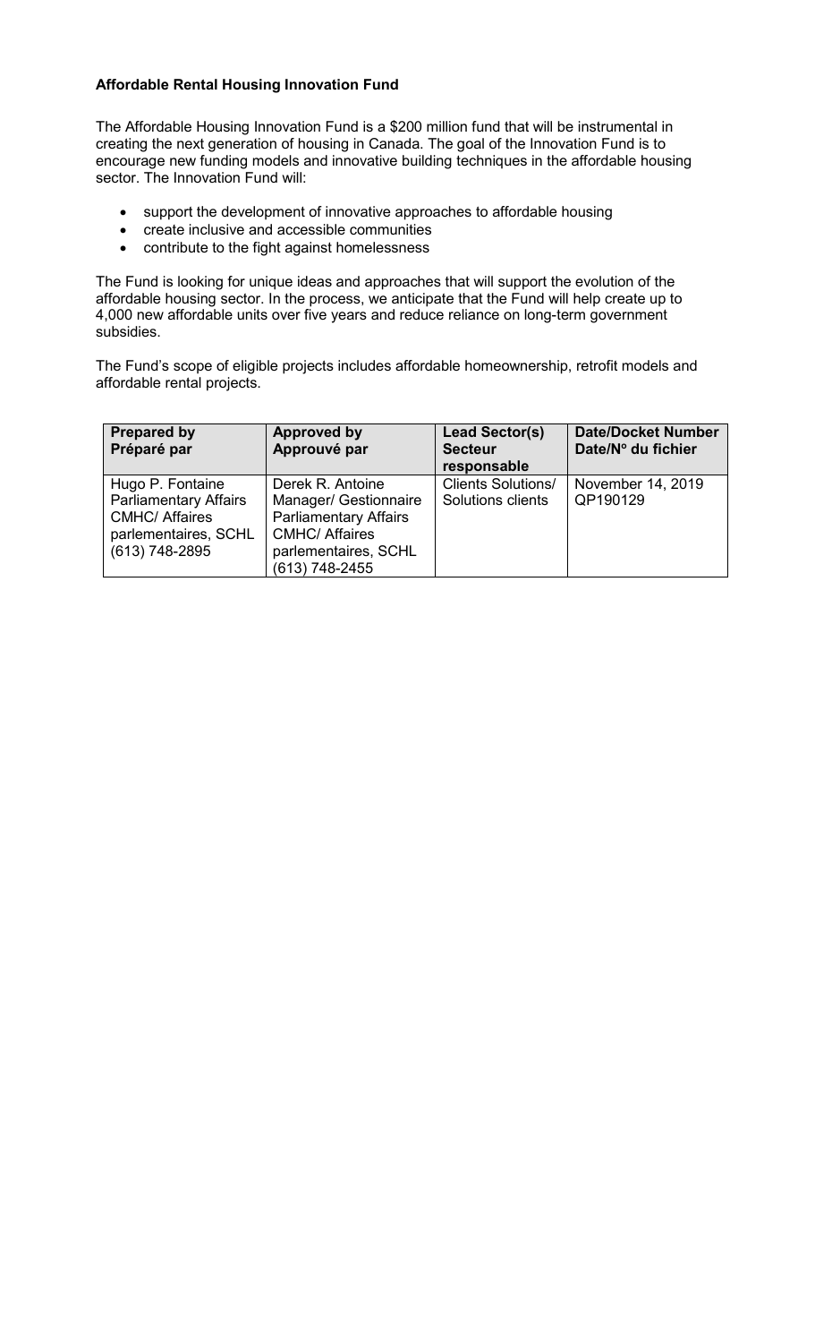**Affordable Rental Housing Innovation Fund**

The Affordable Housing Innovation Fund is a $200 million fund that will be instrumental in creating the next generation of housing in Canada. The goal of the Innovation Fund is to encourage new funding models and innovative building techniques in the affordable housing sector. The Innovation Fund will:

- support the development of innovative approaches to affordable housing
- create inclusive and accessible communities
- contribute to the fight against homelessness

The Fund is looking for unique ideas and approaches that will support the evolution of the affordable housing sector. In the process, we anticipate that the Fund will help create up to 4,000 new affordable units over five years and reduce reliance on long-term government subsidies.

The Fund's scope of eligible projects includes affordable homeownership, retrofit models and affordable rental projects.

| **Prepared by Préparé par** | **Approved by Approuvé par** | **Lead Sector(s) Secteur responsable** | **Date/Docket Number Date/N° du fichier** |
|---|---|---|---|
| Hugo P. Fontaine<br>Parliamentary Affairs<br>CMHC/ Affaires parlementaires, SCHL<br>(613) 748-2895 | Derek R. Antoine<br>Manager/ Gestionnaire<br>Parliamentary Affairs<br>CMHC/ Affaires parlementaires, SCHL<br>(613) 748-2455 | Clients Solutions/ Solutions clients | November 14, 2019<br>QP190129 |